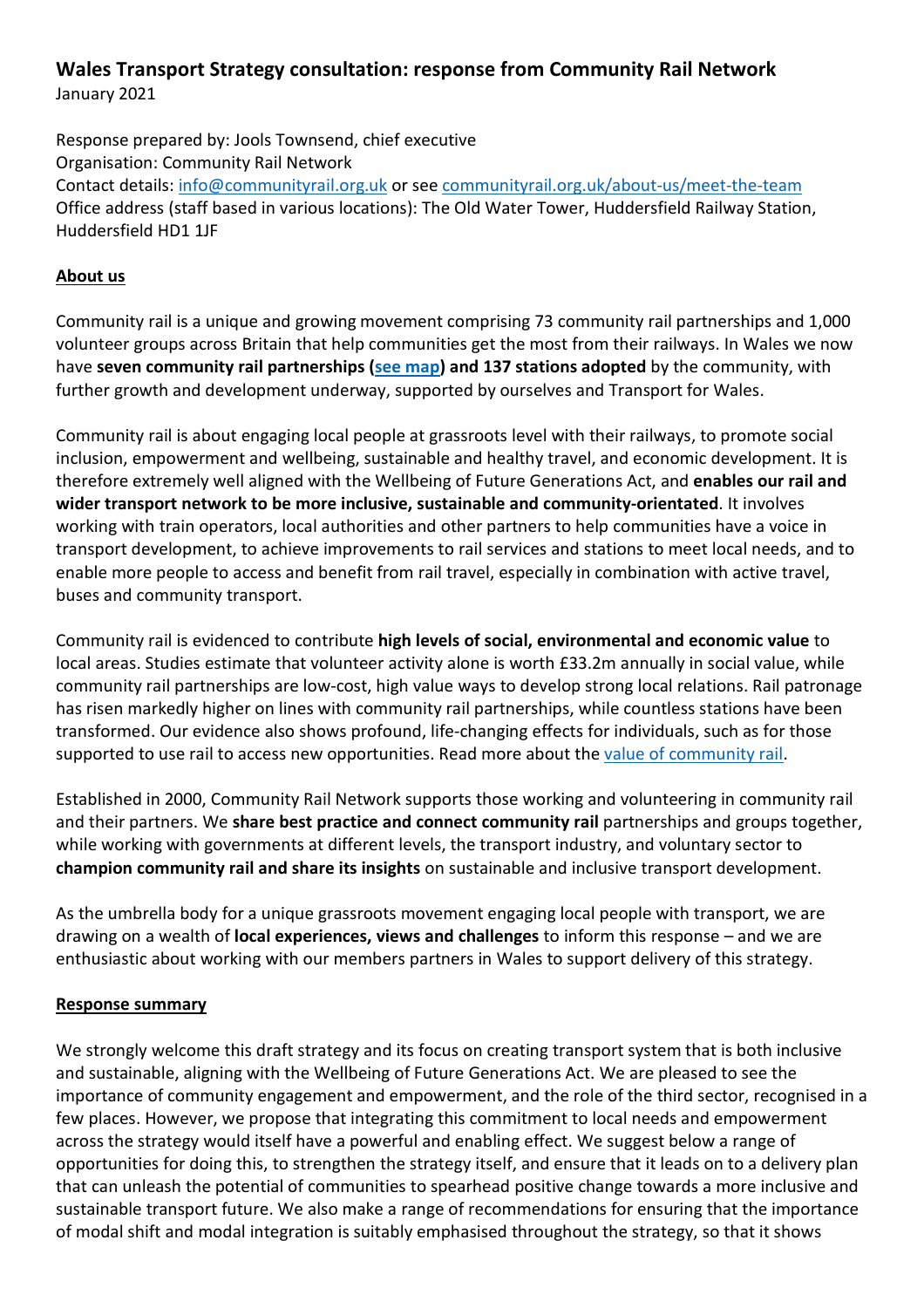# Wales Transport Strategy consultation: response from Community Rail Network

January 2021

Response prepared by: Jools Townsend, chief executive
Organisation: Community Rail Network
Contact details: [info@communityrail.org.uk](mailto:info@communityrail.org.uk) or see [communityrail.org.uk/about-us/meet-the-team](https://communityrail.org.uk/about-us/meet-the-team)
Office address (staff based in various locations): The Old Water Tower, Huddersfield Railway Station, Huddersfield HD1 1JF

## About us

Community rail is a unique and growing movement comprising 73 community rail partnerships and 1,000 volunteer groups across Britain that help communities get the most from their railways. In Wales we now have **seven community rail partnerships (see map) and 137 stations adopted** by the community, with further growth and development underway, supported by ourselves and Transport for Wales.

Community rail is about engaging local people at grassroots level with their railways, to promote social inclusion, empowerment and wellbeing, sustainable and healthy travel, and economic development. It is therefore extremely well aligned with the Wellbeing of Future Generations Act, and **enables our rail and wider transport network to be more inclusive, sustainable and community-orientated**. It involves working with train operators, local authorities and other partners to help communities have a voice in transport development, to achieve improvements to rail services and stations to meet local needs, and to enable more people to access and benefit from rail travel, especially in combination with active travel, buses and community transport.

Community rail is evidenced to contribute **high levels of social, environmental and economic value** to local areas. Studies estimate that volunteer activity alone is worth £33.2m annually in social value, while community rail partnerships are low-cost, high value ways to develop strong local relations. Rail patronage has risen markedly higher on lines with community rail partnerships, while countless stations have been transformed. Our evidence also shows profound, life-changing effects for individuals, such as for those supported to use rail to access new opportunities. Read more about the value of community rail.

Established in 2000, Community Rail Network supports those working and volunteering in community rail and their partners. We **share best practice and connect community rail** partnerships and groups together, while working with governments at different levels, the transport industry, and voluntary sector to **champion community rail and share its insights** on sustainable and inclusive transport development.

As the umbrella body for a unique grassroots movement engaging local people with transport, we are drawing on a wealth of **local experiences, views and challenges** to inform this response – and we are enthusiastic about working with our members partners in Wales to support delivery of this strategy.

## Response summary

We strongly welcome this draft strategy and its focus on creating transport system that is both inclusive and sustainable, aligning with the Wellbeing of Future Generations Act. We are pleased to see the importance of community engagement and empowerment, and the role of the third sector, recognised in a few places. However, we propose that integrating this commitment to local needs and empowerment across the strategy would itself have a powerful and enabling effect. We suggest below a range of opportunities for doing this, to strengthen the strategy itself, and ensure that it leads on to a delivery plan that can unleash the potential of communities to spearhead positive change towards a more inclusive and sustainable transport future. We also make a range of recommendations for ensuring that the importance of modal shift and modal integration is suitably emphasised throughout the strategy, so that it shows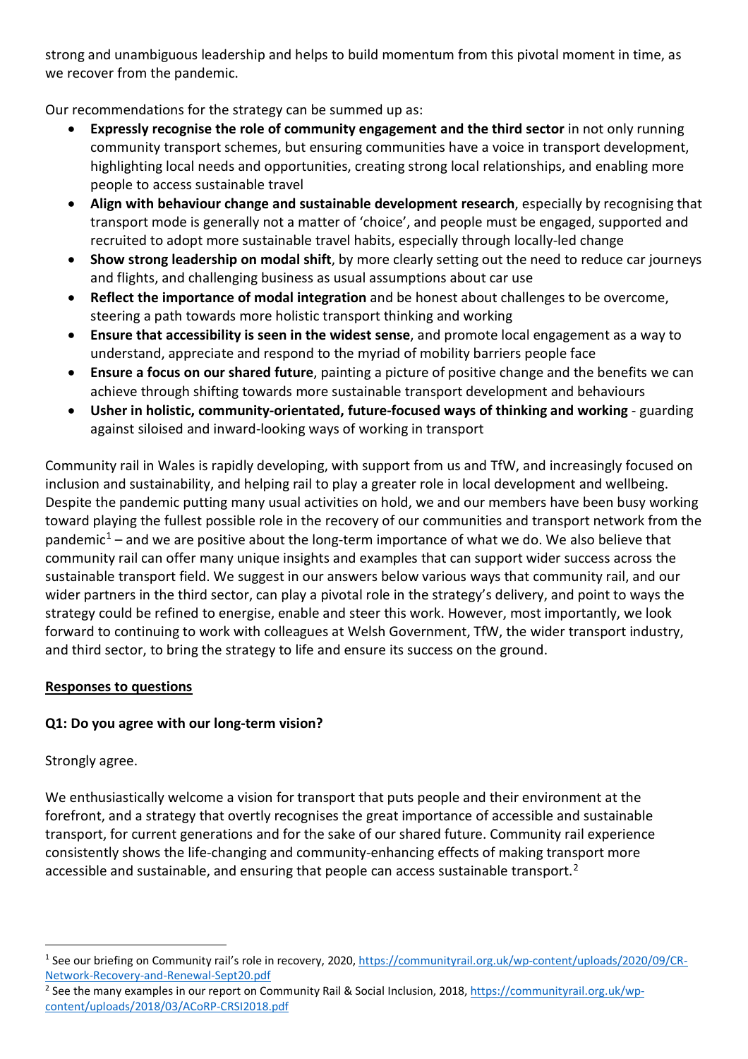strong and unambiguous leadership and helps to build momentum from this pivotal moment in time, as we recover from the pandemic.

Our recommendations for the strategy can be summed up as:

- **Expressly recognise the role of community engagement and the third sector** in not only running community transport schemes, but ensuring communities have a voice in transport development, highlighting local needs and opportunities, creating strong local relationships, and enabling more people to access sustainable travel
- **Align with behaviour change and sustainable development research**, especially by recognising that transport mode is generally not a matter of 'choice', and people must be engaged, supported and recruited to adopt more sustainable travel habits, especially through locally-led change
- **Show strong leadership on modal shift**, by more clearly setting out the need to reduce car journeys and flights, and challenging business as usual assumptions about car use
- **Reflect the importance of modal integration** and be honest about challenges to be overcome, steering a path towards more holistic transport thinking and working
- **Ensure that accessibility is seen in the widest sense**, and promote local engagement as a way to understand, appreciate and respond to the myriad of mobility barriers people face
- **Ensure a focus on our shared future**, painting a picture of positive change and the benefits we can achieve through shifting towards more sustainable transport development and behaviours
- **Usher in holistic, community-orientated, future-focused ways of thinking and working** - guarding against siloised and inward-looking ways of working in transport

Community rail in Wales is rapidly developing, with support from us and TfW, and increasingly focused on inclusion and sustainability, and helping rail to play a greater role in local development and wellbeing. Despite the pandemic putting many usual activities on hold, we and our members have been busy working toward playing the fullest possible role in the recovery of our communities and transport network from the pandemic[1] – and we are positive about the long-term importance of what we do. We also believe that community rail can offer many unique insights and examples that can support wider success across the sustainable transport field. We suggest in our answers below various ways that community rail, and our wider partners in the third sector, can play a pivotal role in the strategy's delivery, and point to ways the strategy could be refined to energise, enable and steer this work. However, most importantly, we look forward to continuing to work with colleagues at Welsh Government, TfW, the wider transport industry, and third sector, to bring the strategy to life and ensure its success on the ground.

**Responses to questions**

**Q1: Do you agree with our long-term vision?**

Strongly agree.

We enthusiastically welcome a vision for transport that puts people and their environment at the forefront, and a strategy that overtly recognises the great importance of accessible and sustainable transport, for current generations and for the sake of our shared future. Community rail experience consistently shows the life-changing and community-enhancing effects of making transport more accessible and sustainable, and ensuring that people can access sustainable transport.[2]

---

[1] See our briefing on Community rail's role in recovery, 2020, https://communityrail.org.uk/wp-content/uploads/2020/09/CR-Network-Recovery-and-Renewal-Sept20.pdf

[2] See the many examples in our report on Community Rail & Social Inclusion, 2018, https://communityrail.org.uk/wp-content/uploads/2018/03/ACoRP-CRSI2018.pdf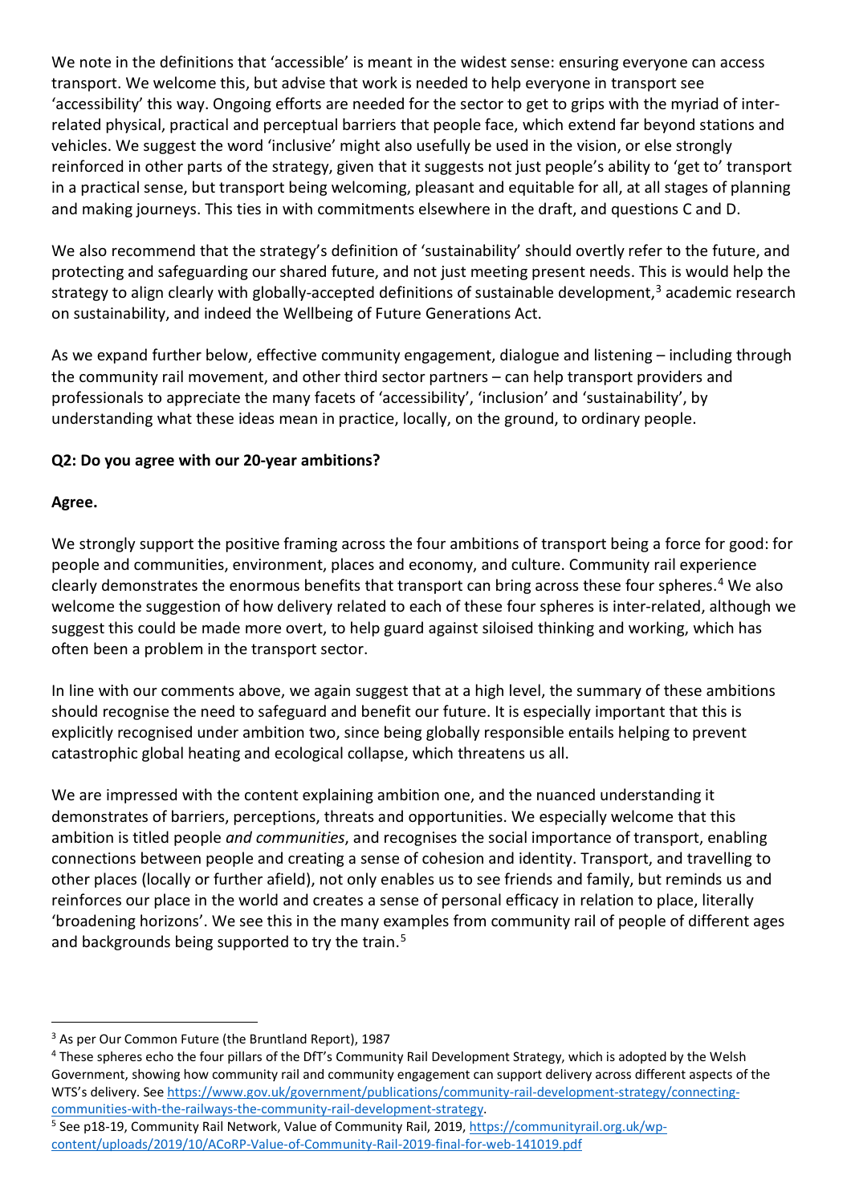We note in the definitions that 'accessible' is meant in the widest sense: ensuring everyone can access transport. We welcome this, but advise that work is needed to help everyone in transport see 'accessibility' this way. Ongoing efforts are needed for the sector to get to grips with the myriad of inter-related physical, practical and perceptual barriers that people face, which extend far beyond stations and vehicles. We suggest the word 'inclusive' might also usefully be used in the vision, or else strongly reinforced in other parts of the strategy, given that it suggests not just people's ability to 'get to' transport in a practical sense, but transport being welcoming, pleasant and equitable for all, at all stages of planning and making journeys. This ties in with commitments elsewhere in the draft, and questions C and D.

We also recommend that the strategy's definition of 'sustainability' should overtly refer to the future, and protecting and safeguarding our shared future, and not just meeting present needs. This is would help the strategy to align clearly with globally-accepted definitions of sustainable development,[3] academic research on sustainability, and indeed the Wellbeing of Future Generations Act.

As we expand further below, effective community engagement, dialogue and listening – including through the community rail movement, and other third sector partners – can help transport providers and professionals to appreciate the many facets of 'accessibility', 'inclusion' and 'sustainability', by understanding what these ideas mean in practice, locally, on the ground, to ordinary people.

**Q2: Do you agree with our 20-year ambitions?**

**Agree.**

We strongly support the positive framing across the four ambitions of transport being a force for good: for people and communities, environment, places and economy, and culture. Community rail experience clearly demonstrates the enormous benefits that transport can bring across these four spheres.[4] We also welcome the suggestion of how delivery related to each of these four spheres is inter-related, although we suggest this could be made more overt, to help guard against siloised thinking and working, which has often been a problem in the transport sector.

In line with our comments above, we again suggest that at a high level, the summary of these ambitions should recognise the need to safeguard and benefit our future. It is especially important that this is explicitly recognised under ambition two, since being globally responsible entails helping to prevent catastrophic global heating and ecological collapse, which threatens us all.

We are impressed with the content explaining ambition one, and the nuanced understanding it demonstrates of barriers, perceptions, threats and opportunities. We especially welcome that this ambition is titled people *and communities*, and recognises the social importance of transport, enabling connections between people and creating a sense of cohesion and identity. Transport, and travelling to other places (locally or further afield), not only enables us to see friends and family, but reminds us and reinforces our place in the world and creates a sense of personal efficacy in relation to place, literally 'broadening horizons'. We see this in the many examples from community rail of people of different ages and backgrounds being supported to try the train.[5]

---

[3] As per Our Common Future (the Bruntland Report), 1987

[4] These spheres echo the four pillars of the DfT's Community Rail Development Strategy, which is adopted by the Welsh Government, showing how community rail and community engagement can support delivery across different aspects of the WTS's delivery. See https://www.gov.uk/government/publications/community-rail-development-strategy/connecting-communities-with-the-railways-the-community-rail-development-strategy.

[5] See p18-19, Community Rail Network, Value of Community Rail, 2019, https://communityrail.org.uk/wp-content/uploads/2019/10/ACoRP-Value-of-Community-Rail-2019-final-for-web-141019.pdf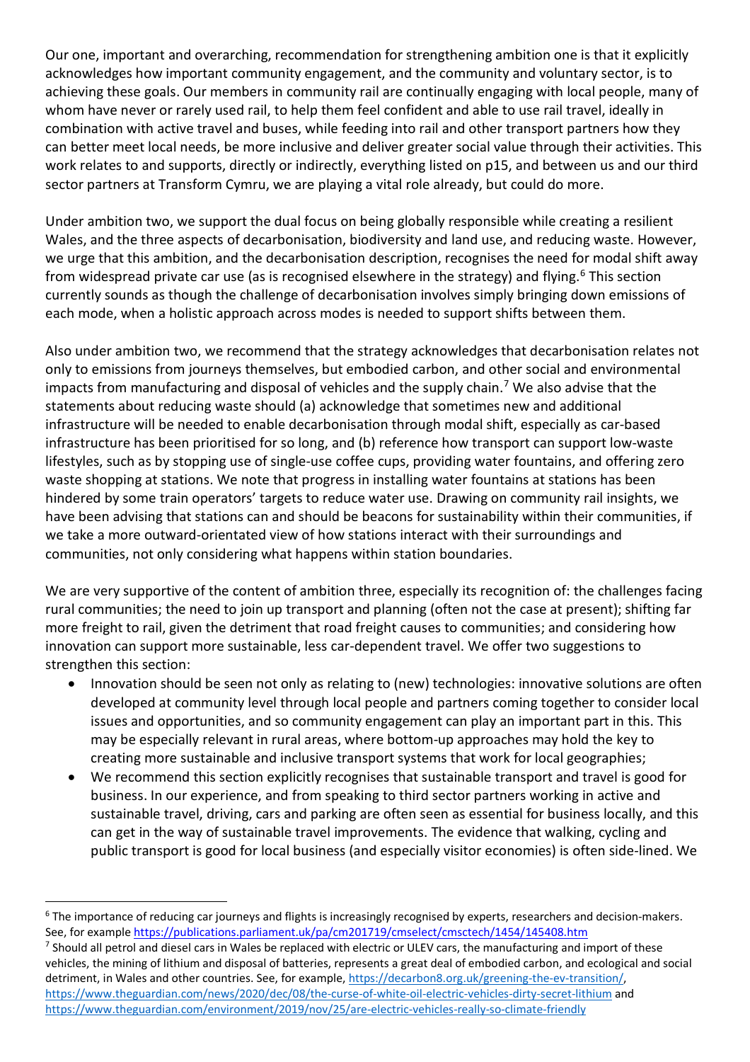Our one, important and overarching, recommendation for strengthening ambition one is that it explicitly acknowledges how important community engagement, and the community and voluntary sector, is to achieving these goals. Our members in community rail are continually engaging with local people, many of whom have never or rarely used rail, to help them feel confident and able to use rail travel, ideally in combination with active travel and buses, while feeding into rail and other transport partners how they can better meet local needs, be more inclusive and deliver greater social value through their activities. This work relates to and supports, directly or indirectly, everything listed on p15, and between us and our third sector partners at Transform Cymru, we are playing a vital role already, but could do more.

Under ambition two, we support the dual focus on being globally responsible while creating a resilient Wales, and the three aspects of decarbonisation, biodiversity and land use, and reducing waste. However, we urge that this ambition, and the decarbonisation description, recognises the need for modal shift away from widespread private car use (as is recognised elsewhere in the strategy) and flying.[6] This section currently sounds as though the challenge of decarbonisation involves simply bringing down emissions of each mode, when a holistic approach across modes is needed to support shifts between them.

Also under ambition two, we recommend that the strategy acknowledges that decarbonisation relates not only to emissions from journeys themselves, but embodied carbon, and other social and environmental impacts from manufacturing and disposal of vehicles and the supply chain.[7] We also advise that the statements about reducing waste should (a) acknowledge that sometimes new and additional infrastructure will be needed to enable decarbonisation through modal shift, especially as car-based infrastructure has been prioritised for so long, and (b) reference how transport can support low-waste lifestyles, such as by stopping use of single-use coffee cups, providing water fountains, and offering zero waste shopping at stations. We note that progress in installing water fountains at stations has been hindered by some train operators' targets to reduce water use. Drawing on community rail insights, we have been advising that stations can and should be beacons for sustainability within their communities, if we take a more outward-orientated view of how stations interact with their surroundings and communities, not only considering what happens within station boundaries.

We are very supportive of the content of ambition three, especially its recognition of: the challenges facing rural communities; the need to join up transport and planning (often not the case at present); shifting far more freight to rail, given the detriment that road freight causes to communities; and considering how innovation can support more sustainable, less car-dependent travel. We offer two suggestions to strengthen this section:

- Innovation should be seen not only as relating to (new) technologies: innovative solutions are often developed at community level through local people and partners coming together to consider local issues and opportunities, and so community engagement can play an important part in this. This may be especially relevant in rural areas, where bottom-up approaches may hold the key to creating more sustainable and inclusive transport systems that work for local geographies;
- We recommend this section explicitly recognises that sustainable transport and travel is good for business. In our experience, and from speaking to third sector partners working in active and sustainable travel, driving, cars and parking are often seen as essential for business locally, and this can get in the way of sustainable travel improvements. The evidence that walking, cycling and public transport is good for local business (and especially visitor economies) is often side-lined. We

---

[6] The importance of reducing car journeys and flights is increasingly recognised by experts, researchers and decision-makers. See, for example https://publications.parliament.uk/pa/cm201719/cmselect/cmsctech/1454/145408.htm

[7] Should all petrol and diesel cars in Wales be replaced with electric or ULEV cars, the manufacturing and import of these vehicles, the mining of lithium and disposal of batteries, represents a great deal of embodied carbon, and ecological and social detriment, in Wales and other countries. See, for example, https://decarbon8.org.uk/greening-the-ev-transition/, https://www.theguardian.com/news/2020/dec/08/the-curse-of-white-oil-electric-vehicles-dirty-secret-lithium and https://www.theguardian.com/environment/2019/nov/25/are-electric-vehicles-really-so-climate-friendly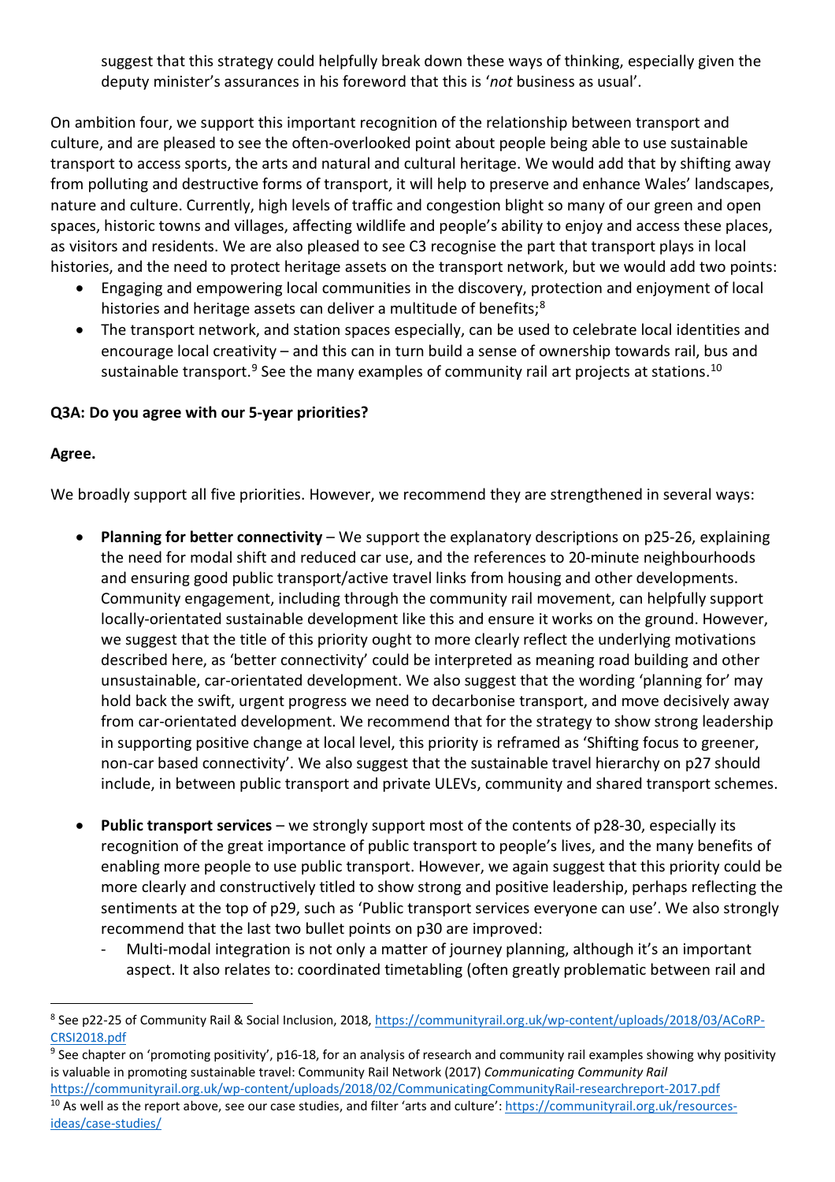suggest that this strategy could helpfully break down these ways of thinking, especially given the deputy minister's assurances in his foreword that this is '*not* business as usual'.

On ambition four, we support this important recognition of the relationship between transport and culture, and are pleased to see the often-overlooked point about people being able to use sustainable transport to access sports, the arts and natural and cultural heritage. We would add that by shifting away from polluting and destructive forms of transport, it will help to preserve and enhance Wales' landscapes, nature and culture. Currently, high levels of traffic and congestion blight so many of our green and open spaces, historic towns and villages, affecting wildlife and people's ability to enjoy and access these places, as visitors and residents. We are also pleased to see C3 recognise the part that transport plays in local histories, and the need to protect heritage assets on the transport network, but we would add two points:

- Engaging and empowering local communities in the discovery, protection and enjoyment of local histories and heritage assets can deliver a multitude of benefits;[8]
- The transport network, and station spaces especially, can be used to celebrate local identities and encourage local creativity – and this can in turn build a sense of ownership towards rail, bus and sustainable transport.[9] See the many examples of community rail art projects at stations.[10]

**Q3A: Do you agree with our 5-year priorities?**

**Agree.**

We broadly support all five priorities. However, we recommend they are strengthened in several ways:

- **Planning for better connectivity** – We support the explanatory descriptions on p25-26, explaining the need for modal shift and reduced car use, and the references to 20-minute neighbourhoods and ensuring good public transport/active travel links from housing and other developments. Community engagement, including through the community rail movement, can helpfully support locally-orientated sustainable development like this and ensure it works on the ground. However, we suggest that the title of this priority ought to more clearly reflect the underlying motivations described here, as 'better connectivity' could be interpreted as meaning road building and other unsustainable, car-orientated development. We also suggest that the wording 'planning for' may hold back the swift, urgent progress we need to decarbonise transport, and move decisively away from car-orientated development. We recommend that for the strategy to show strong leadership in supporting positive change at local level, this priority is reframed as 'Shifting focus to greener, non-car based connectivity'. We also suggest that the sustainable travel hierarchy on p27 should include, in between public transport and private ULEVs, community and shared transport schemes.

- **Public transport services** – we strongly support most of the contents of p28-30, especially its recognition of the great importance of public transport to people's lives, and the many benefits of enabling more people to use public transport. However, we again suggest that this priority could be more clearly and constructively titled to show strong and positive leadership, perhaps reflecting the sentiments at the top of p29, such as 'Public transport services everyone can use'. We also strongly recommend that the last two bullet points on p30 are improved:
  - Multi-modal integration is not only a matter of journey planning, although it's an important aspect. It also relates to: coordinated timetabling (often greatly problematic between rail and

---

[8] See p22-25 of Community Rail & Social Inclusion, 2018, https://communityrail.org.uk/wp-content/uploads/2018/03/ACoRP-CRSI2018.pdf

[9] See chapter on 'promoting positivity', p16-18, for an analysis of research and community rail examples showing why positivity is valuable in promoting sustainable travel: Community Rail Network (2017) *Communicating Community Rail* https://communityrail.org.uk/wp-content/uploads/2018/02/CommunicatingCommunityRail-researchreport-2017.pdf

[10] As well as the report above, see our case studies, and filter 'arts and culture': https://communityrail.org.uk/resources-ideas/case-studies/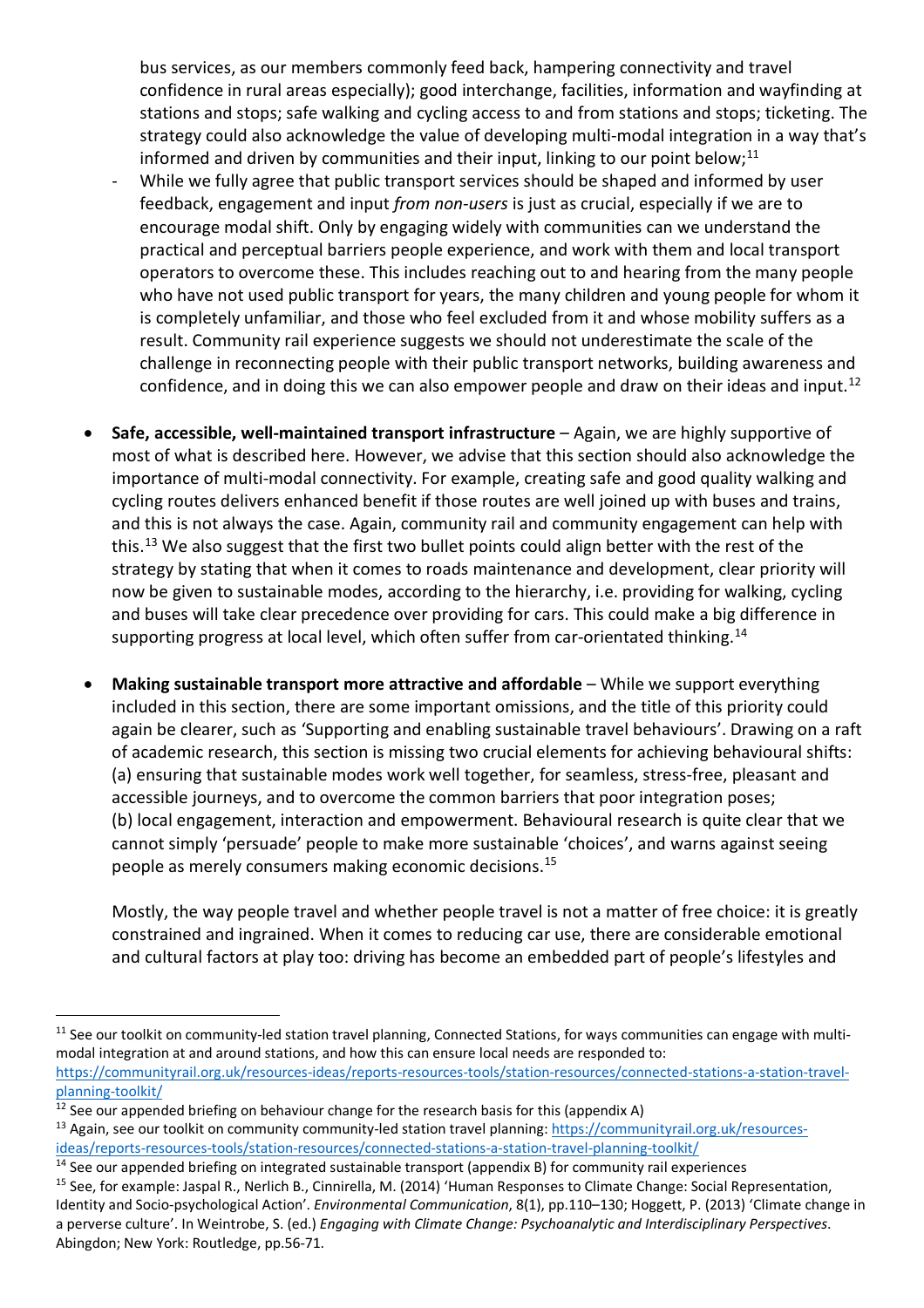bus services, as our members commonly feed back, hampering connectivity and travel confidence in rural areas especially); good interchange, facilities, information and wayfinding at stations and stops; safe walking and cycling access to and from stations and stops; ticketing. The strategy could also acknowledge the value of developing multi-modal integration in a way that's informed and driven by communities and their input, linking to our point below;[11]

- While we fully agree that public transport services should be shaped and informed by user feedback, engagement and input *from non-users* is just as crucial, especially if we are to encourage modal shift. Only by engaging widely with communities can we understand the practical and perceptual barriers people experience, and work with them and local transport operators to overcome these. This includes reaching out to and hearing from the many people who have not used public transport for years, the many children and young people for whom it is completely unfamiliar, and those who feel excluded from it and whose mobility suffers as a result. Community rail experience suggests we should not underestimate the scale of the challenge in reconnecting people with their public transport networks, building awareness and confidence, and in doing this we can also empower people and draw on their ideas and input.[12]

- **Safe, accessible, well-maintained transport infrastructure** – Again, we are highly supportive of most of what is described here. However, we advise that this section should also acknowledge the importance of multi-modal connectivity. For example, creating safe and good quality walking and cycling routes delivers enhanced benefit if those routes are well joined up with buses and trains, and this is not always the case. Again, community rail and community engagement can help with this.[13] We also suggest that the first two bullet points could align better with the rest of the strategy by stating that when it comes to roads maintenance and development, clear priority will now be given to sustainable modes, according to the hierarchy, i.e. providing for walking, cycling and buses will take clear precedence over providing for cars. This could make a big difference in supporting progress at local level, which often suffer from car-orientated thinking.[14]

- **Making sustainable transport more attractive and affordable** – While we support everything included in this section, there are some important omissions, and the title of this priority could again be clearer, such as 'Supporting and enabling sustainable travel behaviours'. Drawing on a raft of academic research, this section is missing two crucial elements for achieving behavioural shifts: (a) ensuring that sustainable modes work well together, for seamless, stress-free, pleasant and accessible journeys, and to overcome the common barriers that poor integration poses; (b) local engagement, interaction and empowerment. Behavioural research is quite clear that we cannot simply 'persuade' people to make more sustainable 'choices', and warns against seeing people as merely consumers making economic decisions.[15]

  Mostly, the way people travel and whether people travel is not a matter of free choice: it is greatly constrained and ingrained. When it comes to reducing car use, there are considerable emotional and cultural factors at play too: driving has become an embedded part of people's lifestyles and

---

[11] See our toolkit on community-led station travel planning, Connected Stations, for ways communities can engage with multi-modal integration at and around stations, and how this can ensure local needs are responded to: https://communityrail.org.uk/resources-ideas/reports-resources-tools/station-resources/connected-stations-a-station-travel-planning-toolkit/

[12] See our appended briefing on behaviour change for the research basis for this (appendix A)

[13] Again, see our toolkit on community community-led station travel planning: https://communityrail.org.uk/resources-ideas/reports-resources-tools/station-resources/connected-stations-a-station-travel-planning-toolkit/

[14] See our appended briefing on integrated sustainable transport (appendix B) for community rail experiences

[15] See, for example: Jaspal R., Nerlich B., Cinnirella, M. (2014) 'Human Responses to Climate Change: Social Representation, Identity and Socio-psychological Action'. *Environmental Communication*, 8(1), pp.110–130; Hoggett, P. (2013) 'Climate change in a perverse culture'. In Weintrobe, S. (ed.) *Engaging with Climate Change: Psychoanalytic and Interdisciplinary Perspectives*. Abingdon; New York: Routledge, pp.56-71.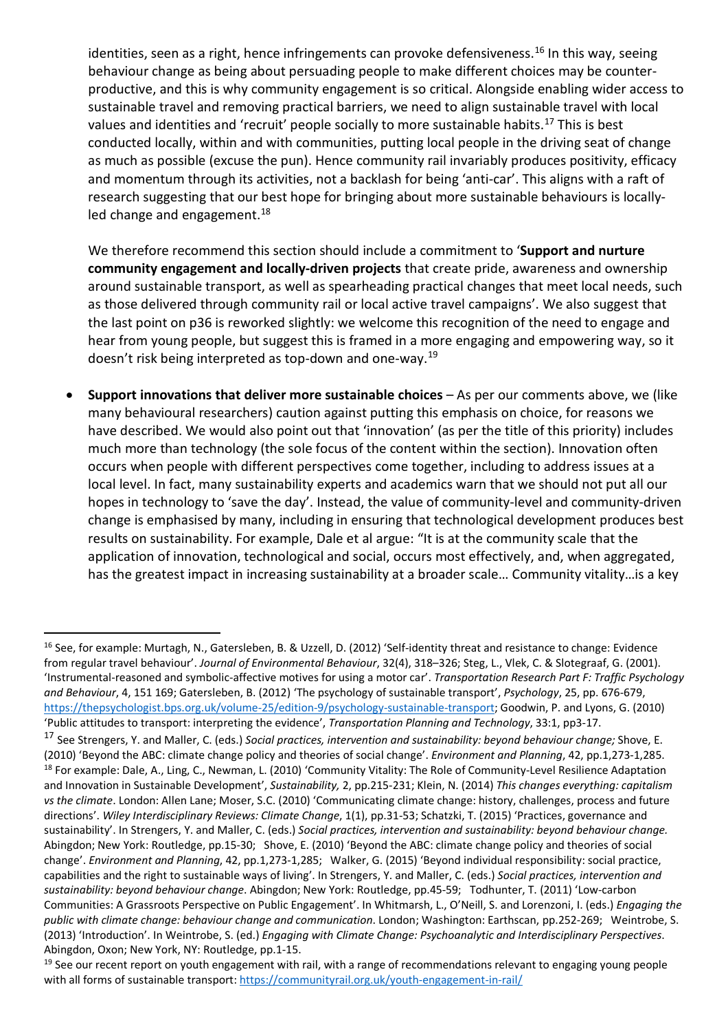identities, seen as a right, hence infringements can provoke defensiveness.[16] In this way, seeing behaviour change as being about persuading people to make different choices may be counter-productive, and this is why community engagement is so critical. Alongside enabling wider access to sustainable travel and removing practical barriers, we need to align sustainable travel with local values and identities and 'recruit' people socially to more sustainable habits.[17] This is best conducted locally, within and with communities, putting local people in the driving seat of change as much as possible (excuse the pun). Hence community rail invariably produces positivity, efficacy and momentum through its activities, not a backlash for being 'anti-car'. This aligns with a raft of research suggesting that our best hope for bringing about more sustainable behaviours is locally-led change and engagement.[18]

We therefore recommend this section should include a commitment to '**Support and nurture community engagement and locally-driven projects** that create pride, awareness and ownership around sustainable transport, as well as spearheading practical changes that meet local needs, such as those delivered through community rail or local active travel campaigns'. We also suggest that the last point on p36 is reworked slightly: we welcome this recognition of the need to engage and hear from young people, but suggest this is framed in a more engaging and empowering way, so it doesn't risk being interpreted as top-down and one-way.[19]

- **Support innovations that deliver more sustainable choices** – As per our comments above, we (like many behavioural researchers) caution against putting this emphasis on choice, for reasons we have described. We would also point out that 'innovation' (as per the title of this priority) includes much more than technology (the sole focus of the content within the section). Innovation often occurs when people with different perspectives come together, including to address issues at a local level. In fact, many sustainability experts and academics warn that we should not put all our hopes in technology to 'save the day'. Instead, the value of community-level and community-driven change is emphasised by many, including in ensuring that technological development produces best results on sustainability. For example, Dale et al argue: "It is at the community scale that the application of innovation, technological and social, occurs most effectively, and, when aggregated, has the greatest impact in increasing sustainability at a broader scale… Community vitality…is a key

---

[16] See, for example: Murtagh, N., Gatersleben, B. & Uzzell, D. (2012) 'Self-identity threat and resistance to change: Evidence from regular travel behaviour'. *Journal of Environmental Behaviour*, 32(4), 318–326; Steg, L., Vlek, C. & Slotegraaf, G. (2001). 'Instrumental-reasoned and symbolic-affective motives for using a motor car'. *Transportation Research Part F: Traffic Psychology and Behaviour*, 4, 151 169; Gatersleben, B. (2012) 'The psychology of sustainable transport', *Psychology*, 25, pp. 676-679, https://thepsychologist.bps.org.uk/volume-25/edition-9/psychology-sustainable-transport; Goodwin, P. and Lyons, G. (2010) 'Public attitudes to transport: interpreting the evidence', *Transportation Planning and Technology*, 33:1, pp3-17.

[17] See Strengers, Y. and Maller, C. (eds.) *Social practices, intervention and sustainability: beyond behaviour change;* Shove, E. (2010) 'Beyond the ABC: climate change policy and theories of social change'. *Environment and Planning*, 42, pp.1,273-1,285.

[18] For example: Dale, A., Ling, C., Newman, L. (2010) 'Community Vitality: The Role of Community-Level Resilience Adaptation and Innovation in Sustainable Development', *Sustainability,* 2, pp.215-231; Klein, N. (2014) *This changes everything: capitalism vs the climate*. London: Allen Lane; Moser, S.C. (2010) 'Communicating climate change: history, challenges, process and future directions'. *Wiley Interdisciplinary Reviews: Climate Change*, 1(1), pp.31-53; Schatzki, T. (2015) 'Practices, governance and sustainability'. In Strengers, Y. and Maller, C. (eds.) *Social practices, intervention and sustainability: beyond behaviour change.* Abingdon; New York: Routledge, pp.15-30; Shove, E. (2010) 'Beyond the ABC: climate change policy and theories of social change'. *Environment and Planning*, 42, pp.1,273-1,285; Walker, G. (2015) 'Beyond individual responsibility: social practice, capabilities and the right to sustainable ways of living'. In Strengers, Y. and Maller, C. (eds.) *Social practices, intervention and sustainability: beyond behaviour change*. Abingdon; New York: Routledge, pp.45-59; Todhunter, T. (2011) 'Low-carbon Communities: A Grassroots Perspective on Public Engagement'. In Whitmarsh, L., O'Neill, S. and Lorenzoni, I. (eds.) *Engaging the public with climate change: behaviour change and communication*. London; Washington: Earthscan, pp.252-269; Weintrobe, S. (2013) 'Introduction'. In Weintrobe, S. (ed.) *Engaging with Climate Change: Psychoanalytic and Interdisciplinary Perspectives*. Abingdon, Oxon; New York, NY: Routledge, pp.1-15.

[19] See our recent report on youth engagement with rail, with a range of recommendations relevant to engaging young people with all forms of sustainable transport: https://communityrail.org.uk/youth-engagement-in-rail/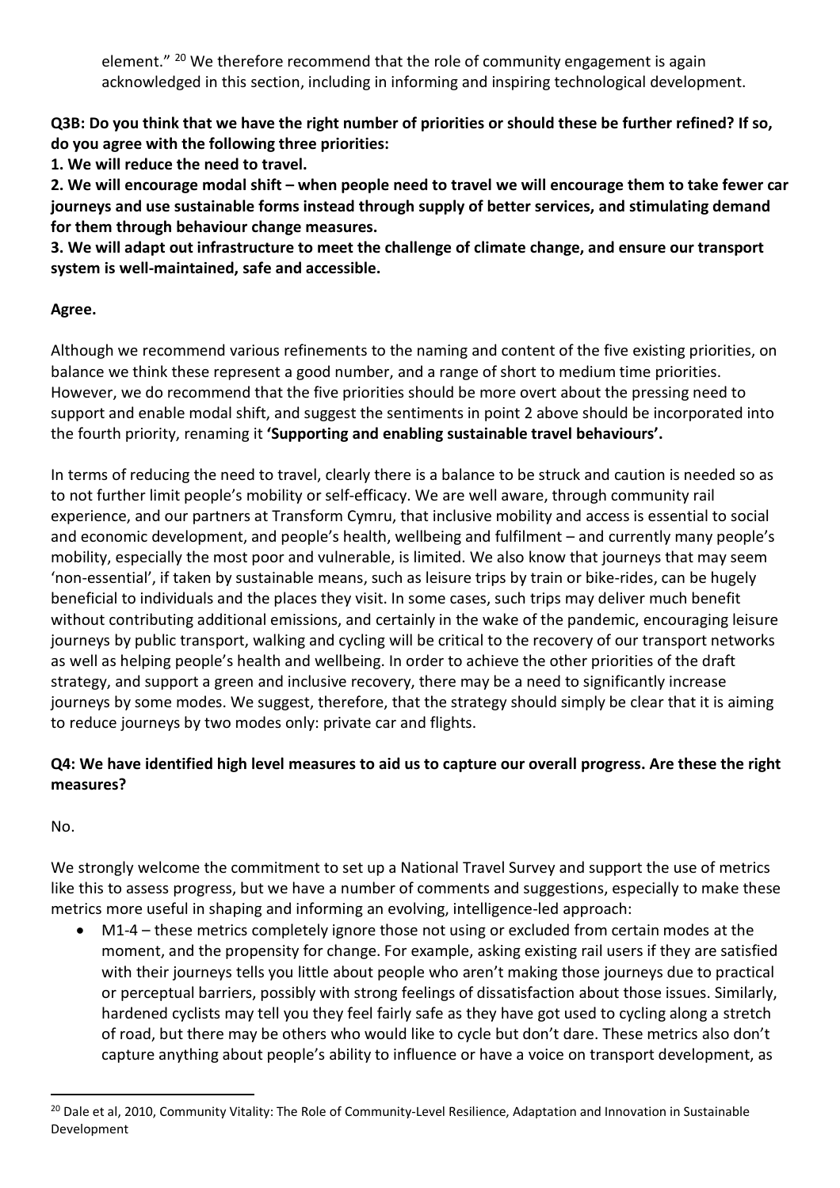element." [20] We therefore recommend that the role of community engagement is again acknowledged in this section, including in informing and inspiring technological development.

**Q3B: Do you think that we have the right number of priorities or should these be further refined? If so, do you agree with the following three priorities:**
**1. We will reduce the need to travel.**
**2. We will encourage modal shift – when people need to travel we will encourage them to take fewer car journeys and use sustainable forms instead through supply of better services, and stimulating demand for them through behaviour change measures.**
**3. We will adapt out infrastructure to meet the challenge of climate change, and ensure our transport system is well-maintained, safe and accessible.**

**Agree.**

Although we recommend various refinements to the naming and content of the five existing priorities, on balance we think these represent a good number, and a range of short to medium time priorities. However, we do recommend that the five priorities should be more overt about the pressing need to support and enable modal shift, and suggest the sentiments in point 2 above should be incorporated into the fourth priority, renaming it **'Supporting and enabling sustainable travel behaviours'.**

In terms of reducing the need to travel, clearly there is a balance to be struck and caution is needed so as to not further limit people's mobility or self-efficacy. We are well aware, through community rail experience, and our partners at Transform Cymru, that inclusive mobility and access is essential to social and economic development, and people's health, wellbeing and fulfilment – and currently many people's mobility, especially the most poor and vulnerable, is limited. We also know that journeys that may seem 'non-essential', if taken by sustainable means, such as leisure trips by train or bike-rides, can be hugely beneficial to individuals and the places they visit. In some cases, such trips may deliver much benefit without contributing additional emissions, and certainly in the wake of the pandemic, encouraging leisure journeys by public transport, walking and cycling will be critical to the recovery of our transport networks as well as helping people's health and wellbeing. In order to achieve the other priorities of the draft strategy, and support a green and inclusive recovery, there may be a need to significantly increase journeys by some modes. We suggest, therefore, that the strategy should simply be clear that it is aiming to reduce journeys by two modes only: private car and flights.

**Q4: We have identified high level measures to aid us to capture our overall progress. Are these the right measures?**

No.

We strongly welcome the commitment to set up a National Travel Survey and support the use of metrics like this to assess progress, but we have a number of comments and suggestions, especially to make these metrics more useful in shaping and informing an evolving, intelligence-led approach:

- M1-4 – these metrics completely ignore those not using or excluded from certain modes at the moment, and the propensity for change. For example, asking existing rail users if they are satisfied with their journeys tells you little about people who aren't making those journeys due to practical or perceptual barriers, possibly with strong feelings of dissatisfaction about those issues. Similarly, hardened cyclists may tell you they feel fairly safe as they have got used to cycling along a stretch of road, but there may be others who would like to cycle but don't dare. These metrics also don't capture anything about people's ability to influence or have a voice on transport development, as

[20] Dale et al, 2010, Community Vitality: The Role of Community-Level Resilience, Adaptation and Innovation in Sustainable Development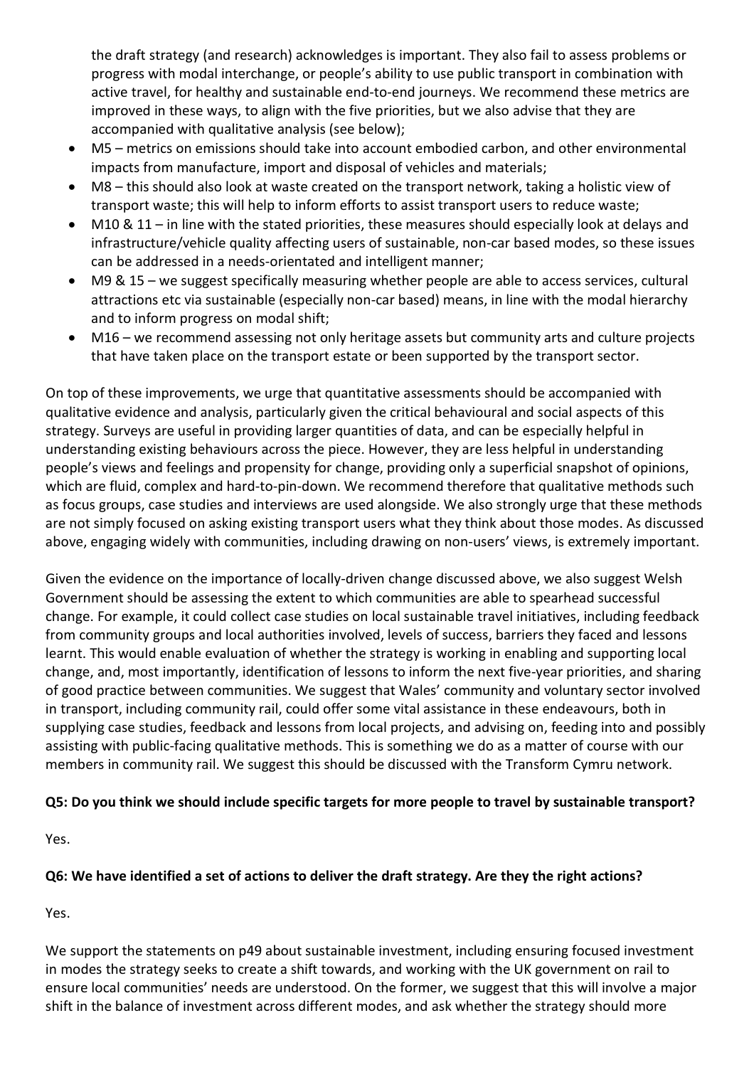the draft strategy (and research) acknowledges is important. They also fail to assess problems or progress with modal interchange, or people's ability to use public transport in combination with active travel, for healthy and sustainable end-to-end journeys. We recommend these metrics are improved in these ways, to align with the five priorities, but we also advise that they are accompanied with qualitative analysis (see below);

- M5 – metrics on emissions should take into account embodied carbon, and other environmental impacts from manufacture, import and disposal of vehicles and materials;
- M8 – this should also look at waste created on the transport network, taking a holistic view of transport waste; this will help to inform efforts to assist transport users to reduce waste;
- M10 & 11 – in line with the stated priorities, these measures should especially look at delays and infrastructure/vehicle quality affecting users of sustainable, non-car based modes, so these issues can be addressed in a needs-orientated and intelligent manner;
- M9 & 15 – we suggest specifically measuring whether people are able to access services, cultural attractions etc via sustainable (especially non-car based) means, in line with the modal hierarchy and to inform progress on modal shift;
- M16 – we recommend assessing not only heritage assets but community arts and culture projects that have taken place on the transport estate or been supported by the transport sector.

On top of these improvements, we urge that quantitative assessments should be accompanied with qualitative evidence and analysis, particularly given the critical behavioural and social aspects of this strategy. Surveys are useful in providing larger quantities of data, and can be especially helpful in understanding existing behaviours across the piece. However, they are less helpful in understanding people's views and feelings and propensity for change, providing only a superficial snapshot of opinions, which are fluid, complex and hard-to-pin-down. We recommend therefore that qualitative methods such as focus groups, case studies and interviews are used alongside. We also strongly urge that these methods are not simply focused on asking existing transport users what they think about those modes. As discussed above, engaging widely with communities, including drawing on non-users' views, is extremely important.

Given the evidence on the importance of locally-driven change discussed above, we also suggest Welsh Government should be assessing the extent to which communities are able to spearhead successful change. For example, it could collect case studies on local sustainable travel initiatives, including feedback from community groups and local authorities involved, levels of success, barriers they faced and lessons learnt. This would enable evaluation of whether the strategy is working in enabling and supporting local change, and, most importantly, identification of lessons to inform the next five-year priorities, and sharing of good practice between communities. We suggest that Wales' community and voluntary sector involved in transport, including community rail, could offer some vital assistance in these endeavours, both in supplying case studies, feedback and lessons from local projects, and advising on, feeding into and possibly assisting with public-facing qualitative methods. This is something we do as a matter of course with our members in community rail. We suggest this should be discussed with the Transform Cymru network.

**Q5: Do you think we should include specific targets for more people to travel by sustainable transport?**

Yes.

**Q6: We have identified a set of actions to deliver the draft strategy. Are they the right actions?**

Yes.

We support the statements on p49 about sustainable investment, including ensuring focused investment in modes the strategy seeks to create a shift towards, and working with the UK government on rail to ensure local communities' needs are understood. On the former, we suggest that this will involve a major shift in the balance of investment across different modes, and ask whether the strategy should more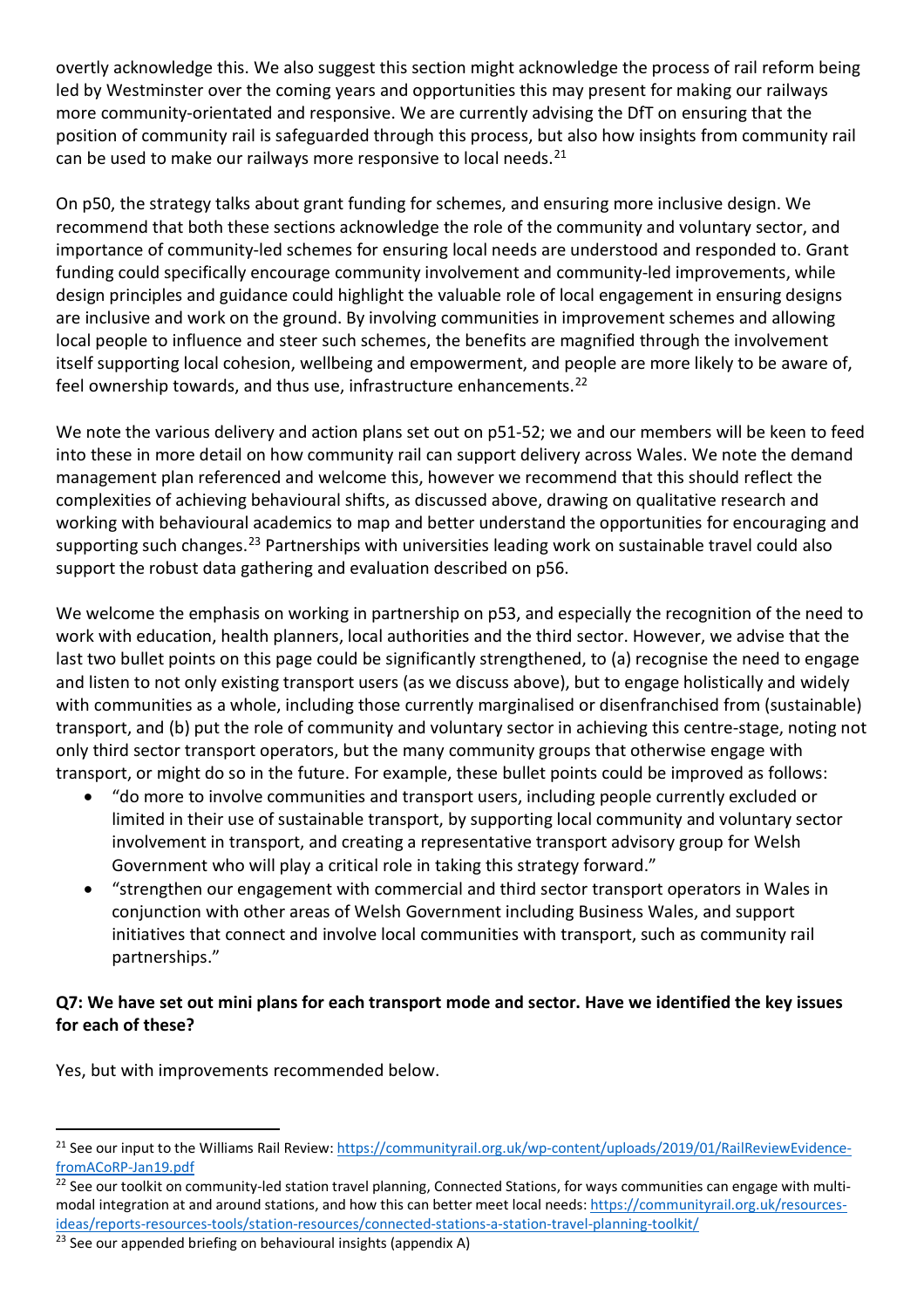overtly acknowledge this. We also suggest this section might acknowledge the process of rail reform being led by Westminster over the coming years and opportunities this may present for making our railways more community-orientated and responsive. We are currently advising the DfT on ensuring that the position of community rail is safeguarded through this process, but also how insights from community rail can be used to make our railways more responsive to local needs.[21]

On p50, the strategy talks about grant funding for schemes, and ensuring more inclusive design. We recommend that both these sections acknowledge the role of the community and voluntary sector, and importance of community-led schemes for ensuring local needs are understood and responded to. Grant funding could specifically encourage community involvement and community-led improvements, while design principles and guidance could highlight the valuable role of local engagement in ensuring designs are inclusive and work on the ground. By involving communities in improvement schemes and allowing local people to influence and steer such schemes, the benefits are magnified through the involvement itself supporting local cohesion, wellbeing and empowerment, and people are more likely to be aware of, feel ownership towards, and thus use, infrastructure enhancements.[22]

We note the various delivery and action plans set out on p51-52; we and our members will be keen to feed into these in more detail on how community rail can support delivery across Wales. We note the demand management plan referenced and welcome this, however we recommend that this should reflect the complexities of achieving behavioural shifts, as discussed above, drawing on qualitative research and working with behavioural academics to map and better understand the opportunities for encouraging and supporting such changes.[23] Partnerships with universities leading work on sustainable travel could also support the robust data gathering and evaluation described on p56.

We welcome the emphasis on working in partnership on p53, and especially the recognition of the need to work with education, health planners, local authorities and the third sector. However, we advise that the last two bullet points on this page could be significantly strengthened, to (a) recognise the need to engage and listen to not only existing transport users (as we discuss above), but to engage holistically and widely with communities as a whole, including those currently marginalised or disenfranchised from (sustainable) transport, and (b) put the role of community and voluntary sector in achieving this centre-stage, noting not only third sector transport operators, but the many community groups that otherwise engage with transport, or might do so in the future. For example, these bullet points could be improved as follows:

- "do more to involve communities and transport users, including people currently excluded or limited in their use of sustainable transport, by supporting local community and voluntary sector involvement in transport, and creating a representative transport advisory group for Welsh Government who will play a critical role in taking this strategy forward."
- "strengthen our engagement with commercial and third sector transport operators in Wales in conjunction with other areas of Welsh Government including Business Wales, and support initiatives that connect and involve local communities with transport, such as community rail partnerships."

**Q7: We have set out mini plans for each transport mode and sector. Have we identified the key issues for each of these?**

Yes, but with improvements recommended below.

---

[21] See our input to the Williams Rail Review: https://communityrail.org.uk/wp-content/uploads/2019/01/RailReviewEvidence-fromACoRP-Jan19.pdf

[22] See our toolkit on community-led station travel planning, Connected Stations, for ways communities can engage with multi-modal integration at and around stations, and how this can better meet local needs: https://communityrail.org.uk/resources-ideas/reports-resources-tools/station-resources/connected-stations-a-station-travel-planning-toolkit/

[23] See our appended briefing on behavioural insights (appendix A)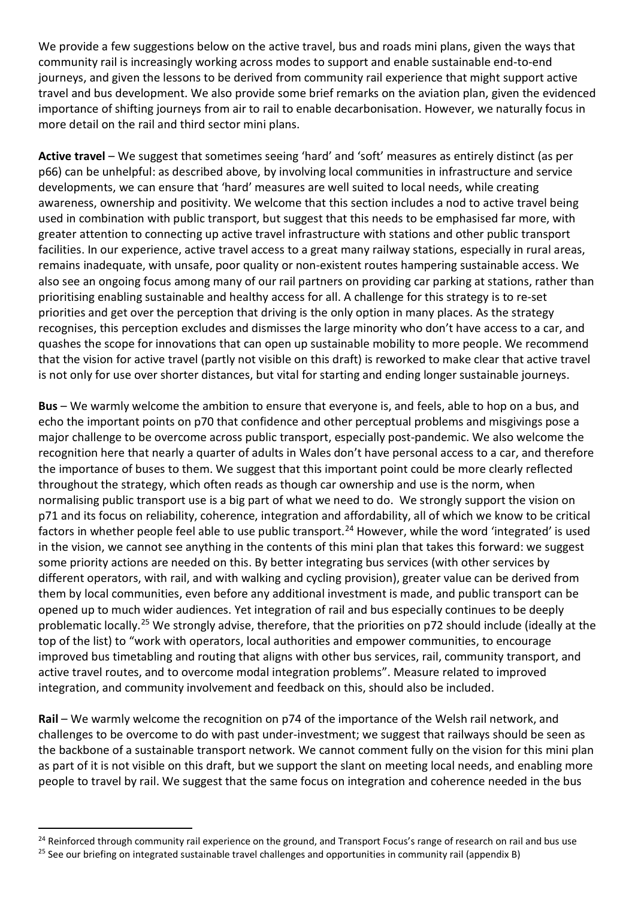We provide a few suggestions below on the active travel, bus and roads mini plans, given the ways that community rail is increasingly working across modes to support and enable sustainable end-to-end journeys, and given the lessons to be derived from community rail experience that might support active travel and bus development. We also provide some brief remarks on the aviation plan, given the evidenced importance of shifting journeys from air to rail to enable decarbonisation. However, we naturally focus in more detail on the rail and third sector mini plans.

**Active travel** – We suggest that sometimes seeing 'hard' and 'soft' measures as entirely distinct (as per p66) can be unhelpful: as described above, by involving local communities in infrastructure and service developments, we can ensure that 'hard' measures are well suited to local needs, while creating awareness, ownership and positivity. We welcome that this section includes a nod to active travel being used in combination with public transport, but suggest that this needs to be emphasised far more, with greater attention to connecting up active travel infrastructure with stations and other public transport facilities. In our experience, active travel access to a great many railway stations, especially in rural areas, remains inadequate, with unsafe, poor quality or non-existent routes hampering sustainable access. We also see an ongoing focus among many of our rail partners on providing car parking at stations, rather than prioritising enabling sustainable and healthy access for all. A challenge for this strategy is to re-set priorities and get over the perception that driving is the only option in many places. As the strategy recognises, this perception excludes and dismisses the large minority who don't have access to a car, and quashes the scope for innovations that can open up sustainable mobility to more people. We recommend that the vision for active travel (partly not visible on this draft) is reworked to make clear that active travel is not only for use over shorter distances, but vital for starting and ending longer sustainable journeys.

**Bus** – We warmly welcome the ambition to ensure that everyone is, and feels, able to hop on a bus, and echo the important points on p70 that confidence and other perceptual problems and misgivings pose a major challenge to be overcome across public transport, especially post-pandemic. We also welcome the recognition here that nearly a quarter of adults in Wales don't have personal access to a car, and therefore the importance of buses to them. We suggest that this important point could be more clearly reflected throughout the strategy, which often reads as though car ownership and use is the norm, when normalising public transport use is a big part of what we need to do. We strongly support the vision on p71 and its focus on reliability, coherence, integration and affordability, all of which we know to be critical factors in whether people feel able to use public transport.[24] However, while the word 'integrated' is used in the vision, we cannot see anything in the contents of this mini plan that takes this forward: we suggest some priority actions are needed on this. By better integrating bus services (with other services by different operators, with rail, and with walking and cycling provision), greater value can be derived from them by local communities, even before any additional investment is made, and public transport can be opened up to much wider audiences. Yet integration of rail and bus especially continues to be deeply problematic locally.[25] We strongly advise, therefore, that the priorities on p72 should include (ideally at the top of the list) to "work with operators, local authorities and empower communities, to encourage improved bus timetabling and routing that aligns with other bus services, rail, community transport, and active travel routes, and to overcome modal integration problems". Measure related to improved integration, and community involvement and feedback on this, should also be included.

**Rail** – We warmly welcome the recognition on p74 of the importance of the Welsh rail network, and challenges to be overcome to do with past under-investment; we suggest that railways should be seen as the backbone of a sustainable transport network. We cannot comment fully on the vision for this mini plan as part of it is not visible on this draft, but we support the slant on meeting local needs, and enabling more people to travel by rail. We suggest that the same focus on integration and coherence needed in the bus

---

[24] Reinforced through community rail experience on the ground, and Transport Focus's range of research on rail and bus use

[25] See our briefing on integrated sustainable travel challenges and opportunities in community rail (appendix B)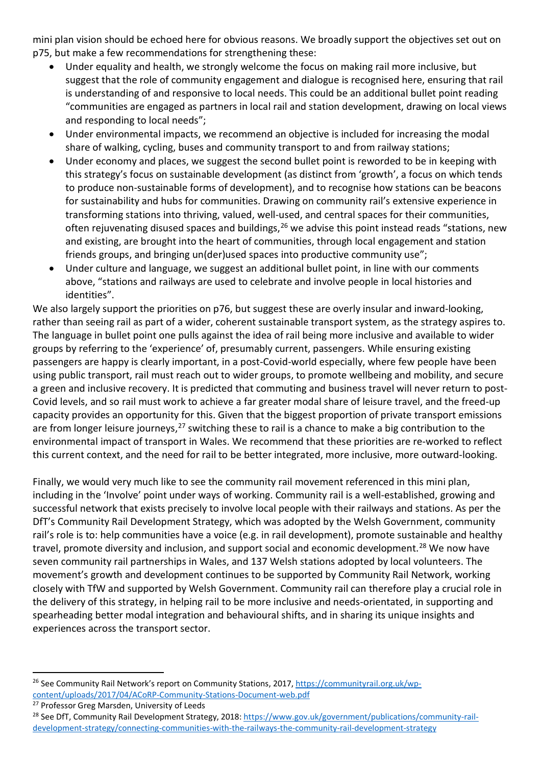mini plan vision should be echoed here for obvious reasons. We broadly support the objectives set out on p75, but make a few recommendations for strengthening these:

- Under equality and health, we strongly welcome the focus on making rail more inclusive, but suggest that the role of community engagement and dialogue is recognised here, ensuring that rail is understanding of and responsive to local needs. This could be an additional bullet point reading "communities are engaged as partners in local rail and station development, drawing on local views and responding to local needs";
- Under environmental impacts, we recommend an objective is included for increasing the modal share of walking, cycling, buses and community transport to and from railway stations;
- Under economy and places, we suggest the second bullet point is reworded to be in keeping with this strategy's focus on sustainable development (as distinct from 'growth', a focus on which tends to produce non-sustainable forms of development), and to recognise how stations can be beacons for sustainability and hubs for communities. Drawing on community rail's extensive experience in transforming stations into thriving, valued, well-used, and central spaces for their communities, often rejuvenating disused spaces and buildings,[26] we advise this point instead reads "stations, new and existing, are brought into the heart of communities, through local engagement and station friends groups, and bringing un(der)used spaces into productive community use";
- Under culture and language, we suggest an additional bullet point, in line with our comments above, "stations and railways are used to celebrate and involve people in local histories and identities".

We also largely support the priorities on p76, but suggest these are overly insular and inward-looking, rather than seeing rail as part of a wider, coherent sustainable transport system, as the strategy aspires to. The language in bullet point one pulls against the idea of rail being more inclusive and available to wider groups by referring to the 'experience' of, presumably current, passengers. While ensuring existing passengers are happy is clearly important, in a post-Covid-world especially, where few people have been using public transport, rail must reach out to wider groups, to promote wellbeing and mobility, and secure a green and inclusive recovery. It is predicted that commuting and business travel will never return to post-Covid levels, and so rail must work to achieve a far greater modal share of leisure travel, and the freed-up capacity provides an opportunity for this. Given that the biggest proportion of private transport emissions are from longer leisure journeys,[27] switching these to rail is a chance to make a big contribution to the environmental impact of transport in Wales. We recommend that these priorities are re-worked to reflect this current context, and the need for rail to be better integrated, more inclusive, more outward-looking.

Finally, we would very much like to see the community rail movement referenced in this mini plan, including in the 'Involve' point under ways of working. Community rail is a well-established, growing and successful network that exists precisely to involve local people with their railways and stations. As per the DfT's Community Rail Development Strategy, which was adopted by the Welsh Government, community rail's role is to: help communities have a voice (e.g. in rail development), promote sustainable and healthy travel, promote diversity and inclusion, and support social and economic development.[28] We now have seven community rail partnerships in Wales, and 137 Welsh stations adopted by local volunteers. The movement's growth and development continues to be supported by Community Rail Network, working closely with TfW and supported by Welsh Government. Community rail can therefore play a crucial role in the delivery of this strategy, in helping rail to be more inclusive and needs-orientated, in supporting and spearheading better modal integration and behavioural shifts, and in sharing its unique insights and experiences across the transport sector.

---

[26] See Community Rail Network's report on Community Stations, 2017, https://communityrail.org.uk/wp-content/uploads/2017/04/ACoRP-Community-Stations-Document-web.pdf

[27] Professor Greg Marsden, University of Leeds

[28] See DfT, Community Rail Development Strategy, 2018: https://www.gov.uk/government/publications/community-rail-development-strategy/connecting-communities-with-the-railways-the-community-rail-development-strategy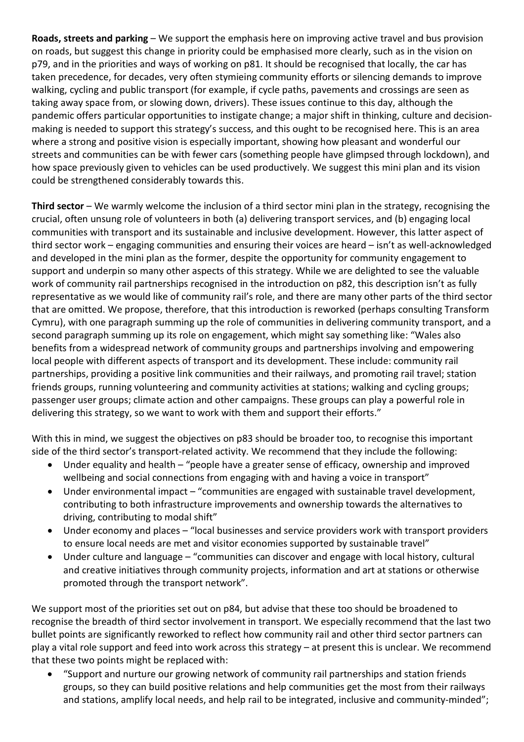**Roads, streets and parking** – We support the emphasis here on improving active travel and bus provision on roads, but suggest this change in priority could be emphasised more clearly, such as in the vision on p79, and in the priorities and ways of working on p81. It should be recognised that locally, the car has taken precedence, for decades, very often stymieing community efforts or silencing demands to improve walking, cycling and public transport (for example, if cycle paths, pavements and crossings are seen as taking away space from, or slowing down, drivers). These issues continue to this day, although the pandemic offers particular opportunities to instigate change; a major shift in thinking, culture and decision-making is needed to support this strategy's success, and this ought to be recognised here. This is an area where a strong and positive vision is especially important, showing how pleasant and wonderful our streets and communities can be with fewer cars (something people have glimpsed through lockdown), and how space previously given to vehicles can be used productively. We suggest this mini plan and its vision could be strengthened considerably towards this.

**Third sector** – We warmly welcome the inclusion of a third sector mini plan in the strategy, recognising the crucial, often unsung role of volunteers in both (a) delivering transport services, and (b) engaging local communities with transport and its sustainable and inclusive development. However, this latter aspect of third sector work – engaging communities and ensuring their voices are heard – isn't as well-acknowledged and developed in the mini plan as the former, despite the opportunity for community engagement to support and underpin so many other aspects of this strategy. While we are delighted to see the valuable work of community rail partnerships recognised in the introduction on p82, this description isn't as fully representative as we would like of community rail's role, and there are many other parts of the third sector that are omitted. We propose, therefore, that this introduction is reworked (perhaps consulting Transform Cymru), with one paragraph summing up the role of communities in delivering community transport, and a second paragraph summing up its role on engagement, which might say something like: "Wales also benefits from a widespread network of community groups and partnerships involving and empowering local people with different aspects of transport and its development. These include: community rail partnerships, providing a positive link communities and their railways, and promoting rail travel; station friends groups, running volunteering and community activities at stations; walking and cycling groups; passenger user groups; climate action and other campaigns. These groups can play a powerful role in delivering this strategy, so we want to work with them and support their efforts."

With this in mind, we suggest the objectives on p83 should be broader too, to recognise this important side of the third sector's transport-related activity. We recommend that they include the following:

- Under equality and health – "people have a greater sense of efficacy, ownership and improved wellbeing and social connections from engaging with and having a voice in transport"
- Under environmental impact – "communities are engaged with sustainable travel development, contributing to both infrastructure improvements and ownership towards the alternatives to driving, contributing to modal shift"
- Under economy and places – "local businesses and service providers work with transport providers to ensure local needs are met and visitor economies supported by sustainable travel"
- Under culture and language – "communities can discover and engage with local history, cultural and creative initiatives through community projects, information and art at stations or otherwise promoted through the transport network".

We support most of the priorities set out on p84, but advise that these too should be broadened to recognise the breadth of third sector involvement in transport. We especially recommend that the last two bullet points are significantly reworked to reflect how community rail and other third sector partners can play a vital role support and feed into work across this strategy – at present this is unclear. We recommend that these two points might be replaced with:

- "Support and nurture our growing network of community rail partnerships and station friends groups, so they can build positive relations and help communities get the most from their railways and stations, amplify local needs, and help rail to be integrated, inclusive and community-minded";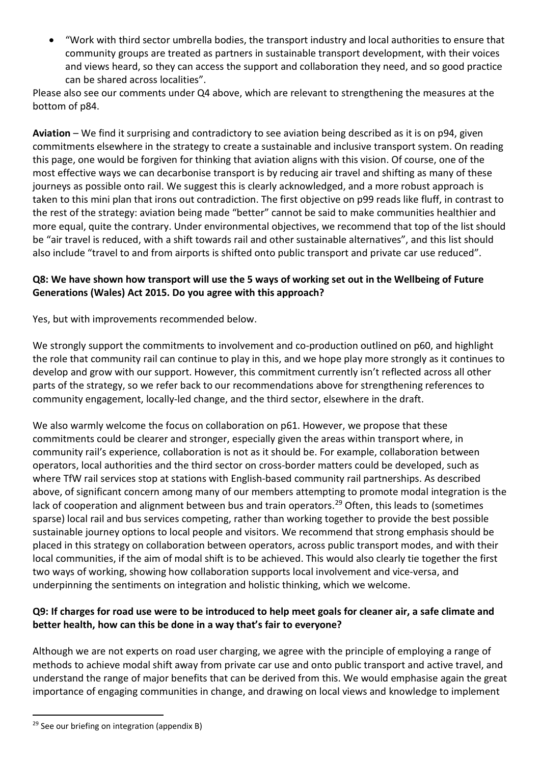- "Work with third sector umbrella bodies, the transport industry and local authorities to ensure that community groups are treated as partners in sustainable transport development, with their voices and views heard, so they can access the support and collaboration they need, and so good practice can be shared across localities".

Please also see our comments under Q4 above, which are relevant to strengthening the measures at the bottom of p84.

**Aviation** – We find it surprising and contradictory to see aviation being described as it is on p94, given commitments elsewhere in the strategy to create a sustainable and inclusive transport system. On reading this page, one would be forgiven for thinking that aviation aligns with this vision. Of course, one of the most effective ways we can decarbonise transport is by reducing air travel and shifting as many of these journeys as possible onto rail. We suggest this is clearly acknowledged, and a more robust approach is taken to this mini plan that irons out contradiction. The first objective on p99 reads like fluff, in contrast to the rest of the strategy: aviation being made "better" cannot be said to make communities healthier and more equal, quite the contrary. Under environmental objectives, we recommend that top of the list should be "air travel is reduced, with a shift towards rail and other sustainable alternatives", and this list should also include "travel to and from airports is shifted onto public transport and private car use reduced".

**Q8: We have shown how transport will use the 5 ways of working set out in the Wellbeing of Future Generations (Wales) Act 2015. Do you agree with this approach?**

Yes, but with improvements recommended below.

We strongly support the commitments to involvement and co-production outlined on p60, and highlight the role that community rail can continue to play in this, and we hope play more strongly as it continues to develop and grow with our support. However, this commitment currently isn't reflected across all other parts of the strategy, so we refer back to our recommendations above for strengthening references to community engagement, locally-led change, and the third sector, elsewhere in the draft.

We also warmly welcome the focus on collaboration on p61. However, we propose that these commitments could be clearer and stronger, especially given the areas within transport where, in community rail's experience, collaboration is not as it should be. For example, collaboration between operators, local authorities and the third sector on cross-border matters could be developed, such as where TfW rail services stop at stations with English-based community rail partnerships. As described above, of significant concern among many of our members attempting to promote modal integration is the lack of cooperation and alignment between bus and train operators.[29] Often, this leads to (sometimes sparse) local rail and bus services competing, rather than working together to provide the best possible sustainable journey options to local people and visitors. We recommend that strong emphasis should be placed in this strategy on collaboration between operators, across public transport modes, and with their local communities, if the aim of modal shift is to be achieved. This would also clearly tie together the first two ways of working, showing how collaboration supports local involvement and vice-versa, and underpinning the sentiments on integration and holistic thinking, which we welcome.

**Q9: If charges for road use were to be introduced to help meet goals for cleaner air, a safe climate and better health, how can this be done in a way that's fair to everyone?**

Although we are not experts on road user charging, we agree with the principle of employing a range of methods to achieve modal shift away from private car use and onto public transport and active travel, and understand the range of major benefits that can be derived from this. We would emphasise again the great importance of engaging communities in change, and drawing on local views and knowledge to implement

[29] See our briefing on integration (appendix B)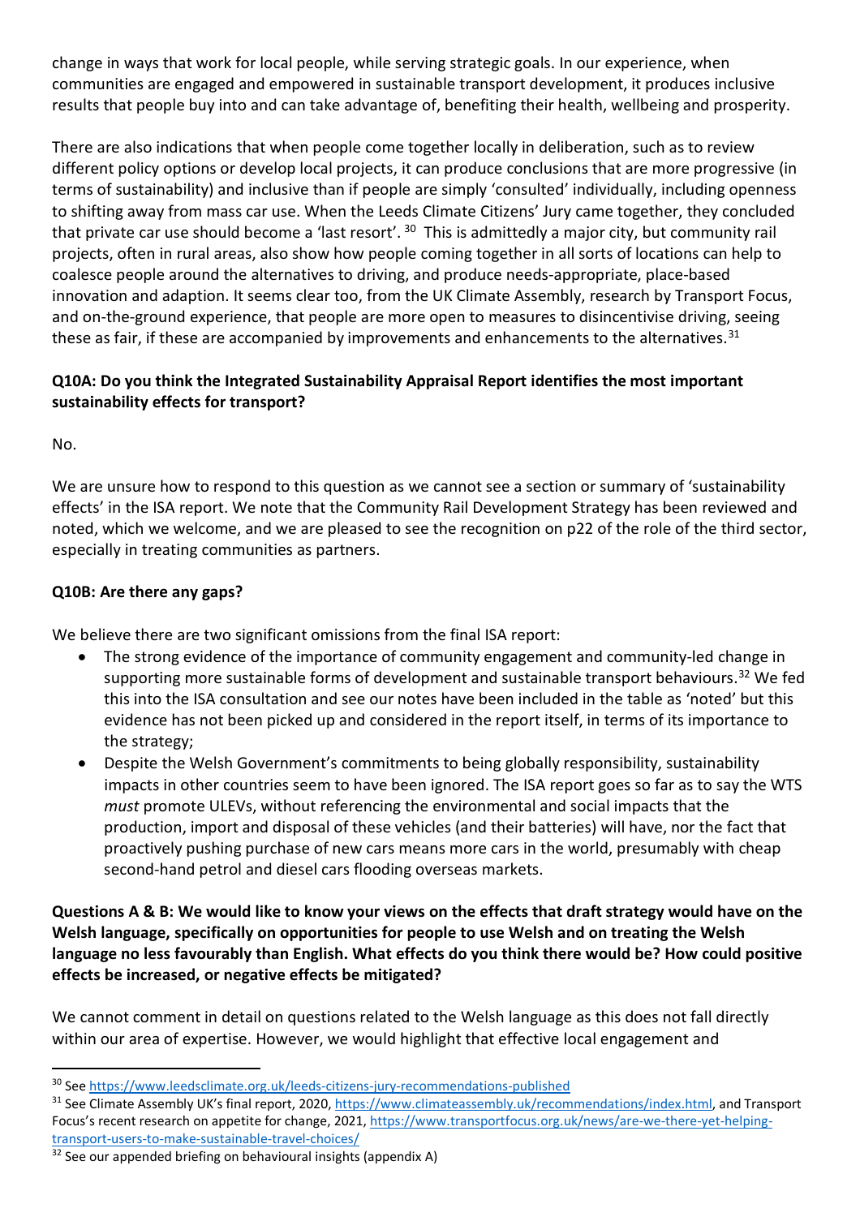change in ways that work for local people, while serving strategic goals. In our experience, when communities are engaged and empowered in sustainable transport development, it produces inclusive results that people buy into and can take advantage of, benefiting their health, wellbeing and prosperity.

There are also indications that when people come together locally in deliberation, such as to review different policy options or develop local projects, it can produce conclusions that are more progressive (in terms of sustainability) and inclusive than if people are simply 'consulted' individually, including openness to shifting away from mass car use. When the Leeds Climate Citizens' Jury came together, they concluded that private car use should become a 'last resort'.[30] This is admittedly a major city, but community rail projects, often in rural areas, also show how people coming together in all sorts of locations can help to coalesce people around the alternatives to driving, and produce needs-appropriate, place-based innovation and adaption. It seems clear too, from the UK Climate Assembly, research by Transport Focus, and on-the-ground experience, that people are more open to measures to disincentivise driving, seeing these as fair, if these are accompanied by improvements and enhancements to the alternatives.[31]

**Q10A: Do you think the Integrated Sustainability Appraisal Report identifies the most important sustainability effects for transport?**

No.

We are unsure how to respond to this question as we cannot see a section or summary of 'sustainability effects' in the ISA report. We note that the Community Rail Development Strategy has been reviewed and noted, which we welcome, and we are pleased to see the recognition on p22 of the role of the third sector, especially in treating communities as partners.

**Q10B: Are there any gaps?**

We believe there are two significant omissions from the final ISA report:

- The strong evidence of the importance of community engagement and community-led change in supporting more sustainable forms of development and sustainable transport behaviours.[32] We fed this into the ISA consultation and see our notes have been included in the table as 'noted' but this evidence has not been picked up and considered in the report itself, in terms of its importance to the strategy;
- Despite the Welsh Government's commitments to being globally responsibility, sustainability impacts in other countries seem to have been ignored. The ISA report goes so far as to say the WTS *must* promote ULEVs, without referencing the environmental and social impacts that the production, import and disposal of these vehicles (and their batteries) will have, nor the fact that proactively pushing purchase of new cars means more cars in the world, presumably with cheap second-hand petrol and diesel cars flooding overseas markets.

**Questions A & B: We would like to know your views on the effects that draft strategy would have on the Welsh language, specifically on opportunities for people to use Welsh and on treating the Welsh language no less favourably than English. What effects do you think there would be? How could positive effects be increased, or negative effects be mitigated?**

We cannot comment in detail on questions related to the Welsh language as this does not fall directly within our area of expertise. However, we would highlight that effective local engagement and

---

[30] See https://www.leedsclimate.org.uk/leeds-citizens-jury-recommendations-published

[31] See Climate Assembly UK's final report, 2020, https://www.climateassembly.uk/recommendations/index.html, and Transport Focus's recent research on appetite for change, 2021, https://www.transportfocus.org.uk/news/are-we-there-yet-helping-transport-users-to-make-sustainable-travel-choices/

[32] See our appended briefing on behavioural insights (appendix A)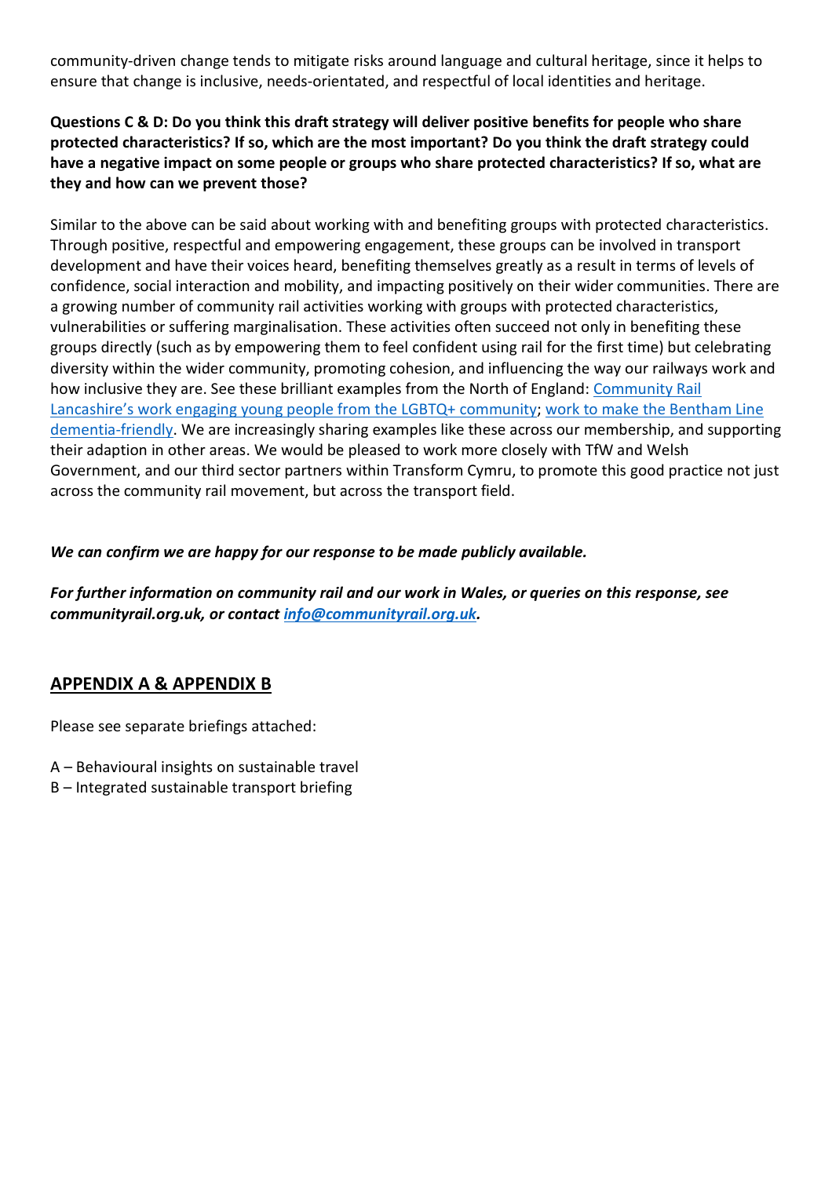community-driven change tends to mitigate risks around language and cultural heritage, since it helps to ensure that change is inclusive, needs-orientated, and respectful of local identities and heritage.

**Questions C & D: Do you think this draft strategy will deliver positive benefits for people who share protected characteristics? If so, which are the most important? Do you think the draft strategy could have a negative impact on some people or groups who share protected characteristics? If so, what are they and how can we prevent those?**

Similar to the above can be said about working with and benefiting groups with protected characteristics. Through positive, respectful and empowering engagement, these groups can be involved in transport development and have their voices heard, benefiting themselves greatly as a result in terms of levels of confidence, social interaction and mobility, and impacting positively on their wider communities. There are a growing number of community rail activities working with groups with protected characteristics, vulnerabilities or suffering marginalisation. These activities often succeed not only in benefiting these groups directly (such as by empowering them to feel confident using rail for the first time) but celebrating diversity within the wider community, promoting cohesion, and influencing the way our railways work and how inclusive they are. See these brilliant examples from the North of England: Community Rail Lancashire's work engaging young people from the LGBTQ+ community; work to make the Bentham Line dementia-friendly. We are increasingly sharing examples like these across our membership, and supporting their adaption in other areas. We would be pleased to work more closely with TfW and Welsh Government, and our third sector partners within Transform Cymru, to promote this good practice not just across the community rail movement, but across the transport field.

***We can confirm we are happy for our response to be made publicly available.***

***For further information on community rail and our work in Wales, or queries on this response, see communityrail.org.uk, or contact info@communityrail.org.uk.***

## APPENDIX A & APPENDIX B

Please see separate briefings attached:

A – Behavioural insights on sustainable travel
B – Integrated sustainable transport briefing